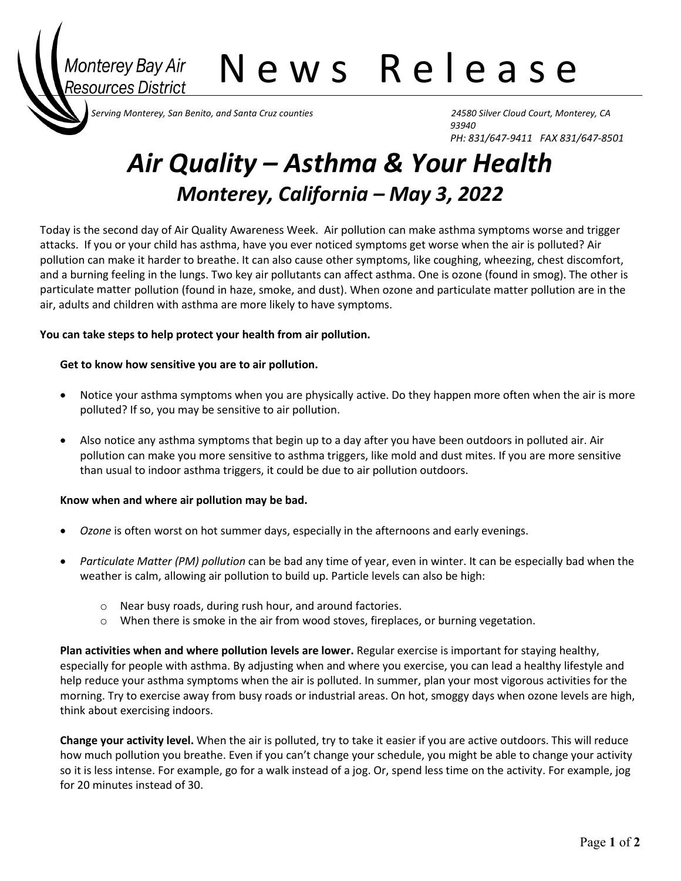Monterey Bay Air Resources District

# News Release

*Serving Monterey, San Benito, and Santa Cruz counties*

*24580 Silver Cloud Court, Monterey, CA 93940*
*PH: 831/647-9411 FAX 831/647-8501*

# *Air Quality – Asthma & Your Health*

## *Monterey, California – May 3, 2022*

Today is the second day of Air Quality Awareness Week. Air pollution can make asthma symptoms worse and trigger attacks. If you or your child has asthma, have you ever noticed symptoms get worse when the air is polluted? Air pollution can make it harder to breathe. It can also cause other symptoms, like coughing, wheezing, chest discomfort, and a burning feeling in the lungs. Two key air pollutants can affect asthma. One is ozone (found in smog). The other is particulate matter pollution (found in haze, smoke, and dust). When ozone and particulate matter pollution are in the air, adults and children with asthma are more likely to have symptoms.

**You can take steps to help protect your health from air pollution.**

**Get to know how sensitive you are to air pollution.**

- Notice your asthma symptoms when you are physically active. Do they happen more often when the air is more polluted? If so, you may be sensitive to air pollution.
- Also notice any asthma symptoms that begin up to a day after you have been outdoors in polluted air. Air pollution can make you more sensitive to asthma triggers, like mold and dust mites. If you are more sensitive than usual to indoor asthma triggers, it could be due to air pollution outdoors.

**Know when and where air pollution may be bad.**

- *Ozone* is often worst on hot summer days, especially in the afternoons and early evenings.
- *Particulate Matter (PM) pollution* can be bad any time of year, even in winter. It can be especially bad when the weather is calm, allowing air pollution to build up. Particle levels can also be high:
  - Near busy roads, during rush hour, and around factories.
  - When there is smoke in the air from wood stoves, fireplaces, or burning vegetation.

**Plan activities when and where pollution levels are lower.** Regular exercise is important for staying healthy, especially for people with asthma. By adjusting when and where you exercise, you can lead a healthy lifestyle and help reduce your asthma symptoms when the air is polluted. In summer, plan your most vigorous activities for the morning. Try to exercise away from busy roads or industrial areas. On hot, smoggy days when ozone levels are high, think about exercising indoors.

**Change your activity level.** When the air is polluted, try to take it easier if you are active outdoors. This will reduce how much pollution you breathe. Even if you can't change your schedule, you might be able to change your activity so it is less intense. For example, go for a walk instead of a jog. Or, spend less time on the activity. For example, jog for 20 minutes instead of 30.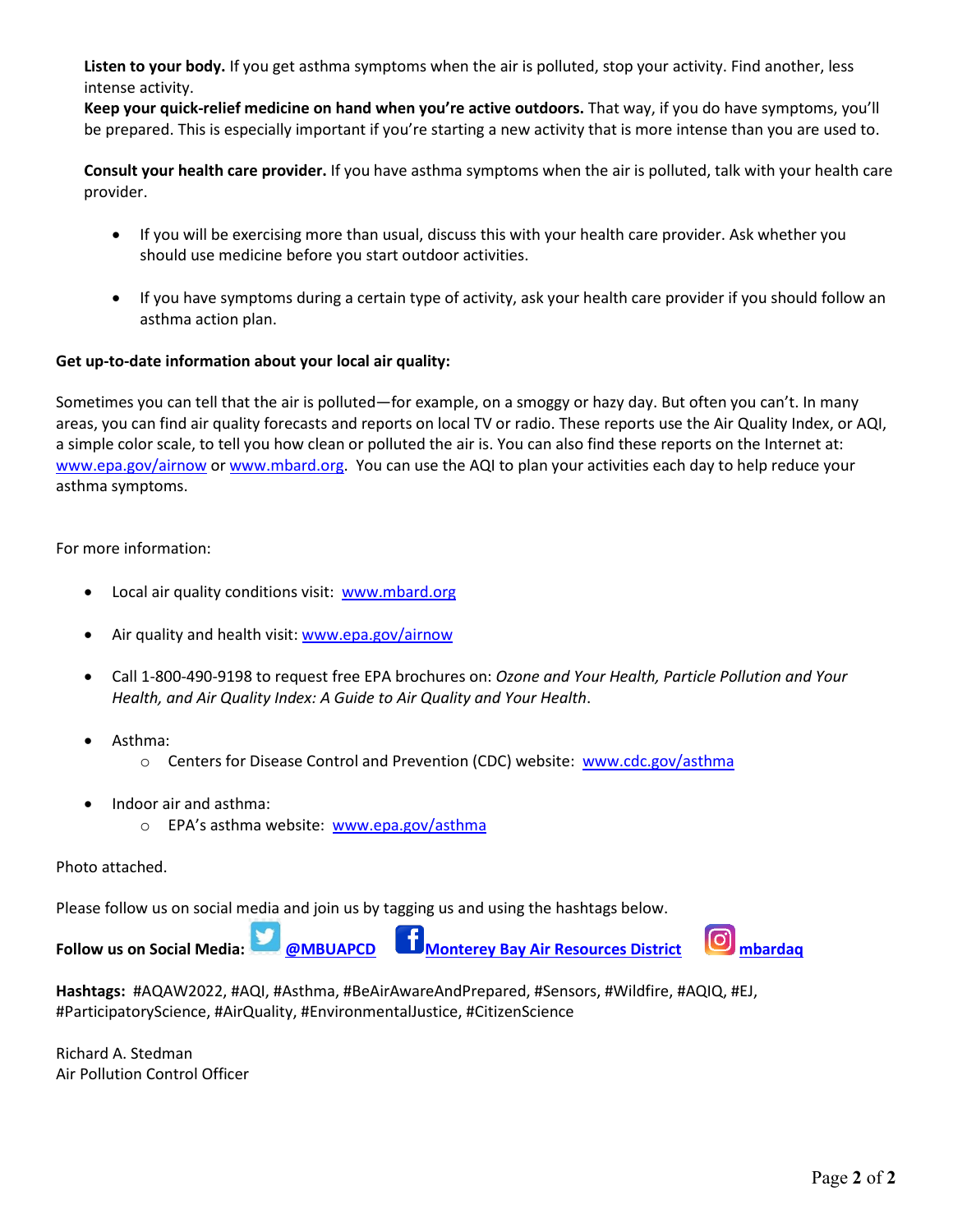**Listen to your body.** If you get asthma symptoms when the air is polluted, stop your activity. Find another, less intense activity.
**Keep your quick-relief medicine on hand when you're active outdoors.** That way, if you do have symptoms, you'll be prepared. This is especially important if you're starting a new activity that is more intense than you are used to.

**Consult your health care provider.** If you have asthma symptoms when the air is polluted, talk with your health care provider.

- If you will be exercising more than usual, discuss this with your health care provider. Ask whether you should use medicine before you start outdoor activities.
- If you have symptoms during a certain type of activity, ask your health care provider if you should follow an asthma action plan.

**Get up-to-date information about your local air quality:**

Sometimes you can tell that the air is polluted—for example, on a smoggy or hazy day. But often you can't. In many areas, you can find air quality forecasts and reports on local TV or radio. These reports use the Air Quality Index, or AQI, a simple color scale, to tell you how clean or polluted the air is. You can also find these reports on the Internet at: www.epa.gov/airnow or www.mbard.org. You can use the AQI to plan your activities each day to help reduce your asthma symptoms.

For more information:

- Local air quality conditions visit: www.mbard.org
- Air quality and health visit: www.epa.gov/airnow
- Call 1-800-490-9198 to request free EPA brochures on: *Ozone and Your Health, Particle Pollution and Your Health, and Air Quality Index: A Guide to Air Quality and Your Health*.
- Asthma:
  - Centers for Disease Control and Prevention (CDC) website: www.cdc.gov/asthma
- Indoor air and asthma:
  - EPA's asthma website: www.epa.gov/asthma

Photo attached.

Please follow us on social media and join us by tagging us and using the hashtags below.

**Follow us on Social Media:** **@MBUAPCD** **Monterey Bay Air Resources District** **mbardaq**

**Hashtags:** #AQAW2022, #AQI, #Asthma, #BeAirAwareAndPrepared, #Sensors, #Wildfire, #AQIQ, #EJ, #ParticipatoryScience, #AirQuality, #EnvironmentalJustice, #CitizenScience

Richard A. Stedman
Air Pollution Control Officer